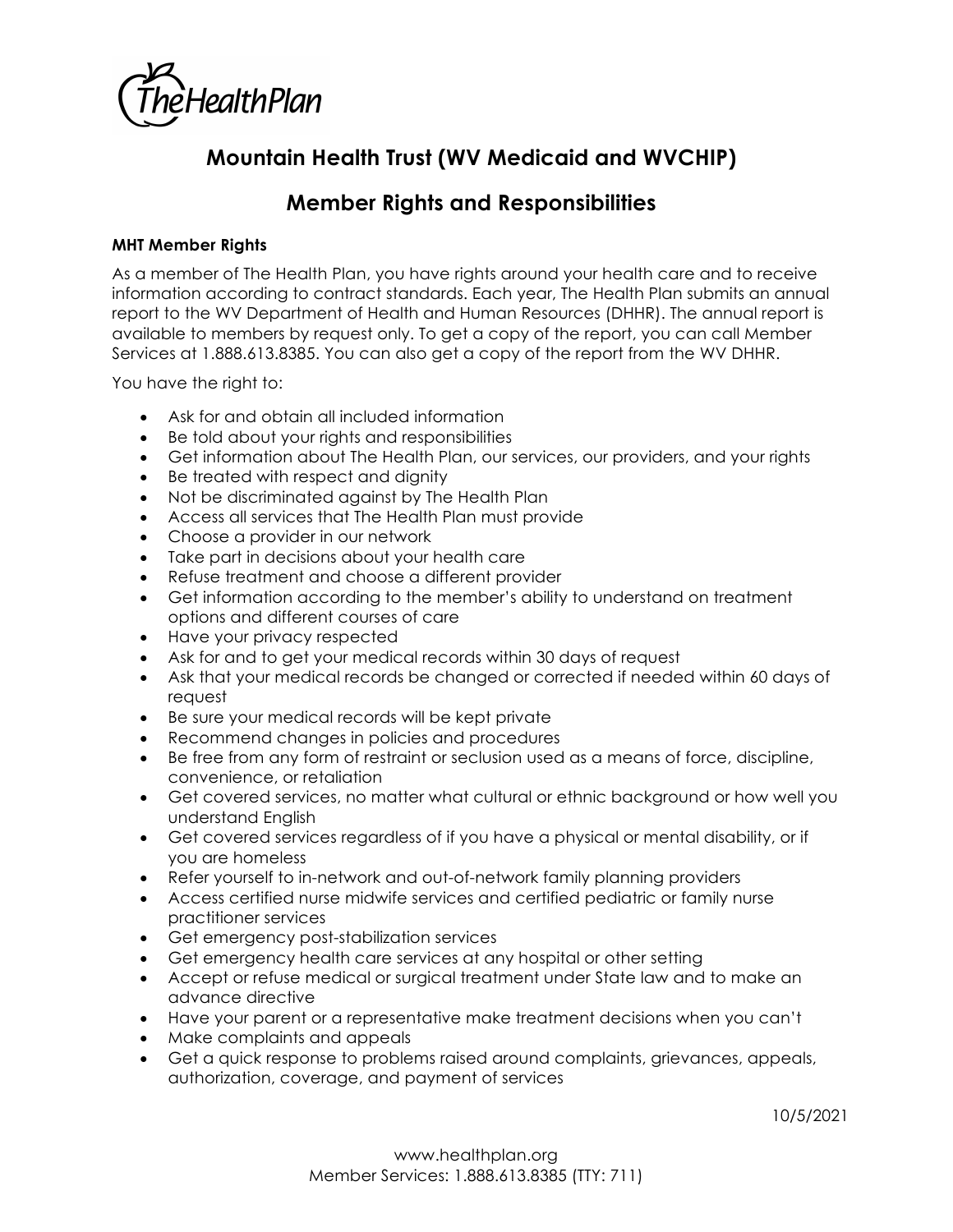# Mountain Health Trust (WV Medicaid and WVCHIP)

## Member Rights and Responsibilities

**MHT Member Rights**

As a member of The Health Plan, you have rights around your health care and to receive information according to contract standards. Each year, The Health Plan submits an annual report to the WV Department of Health and Human Resources (DHHR). The annual report is available to members by request only. To get a copy of the report, you can call Member Services at 1.888.613.8385. You can also get a copy of the report from the WV DHHR.

You have the right to:

- Ask for and obtain all included information
- Be told about your rights and responsibilities
- Get information about The Health Plan, our services, our providers, and your rights
- Be treated with respect and dignity
- Not be discriminated against by The Health Plan
- Access all services that The Health Plan must provide
- Choose a provider in our network
- Take part in decisions about your health care
- Refuse treatment and choose a different provider
- Get information according to the member's ability to understand on treatment options and different courses of care
- Have your privacy respected
- Ask for and to get your medical records within 30 days of request
- Ask that your medical records be changed or corrected if needed within 60 days of request
- Be sure your medical records will be kept private
- Recommend changes in policies and procedures
- Be free from any form of restraint or seclusion used as a means of force, discipline, convenience, or retaliation
- Get covered services, no matter what cultural or ethnic background or how well you understand English
- Get covered services regardless of if you have a physical or mental disability, or if you are homeless
- Refer yourself to in-network and out-of-network family planning providers
- Access certified nurse midwife services and certified pediatric or family nurse practitioner services
- Get emergency post-stabilization services
- Get emergency health care services at any hospital or other setting
- Accept or refuse medical or surgical treatment under State law and to make an advance directive
- Have your parent or a representative make treatment decisions when you can't
- Make complaints and appeals
- Get a quick response to problems raised around complaints, grievances, appeals, authorization, coverage, and payment of services

10/5/2021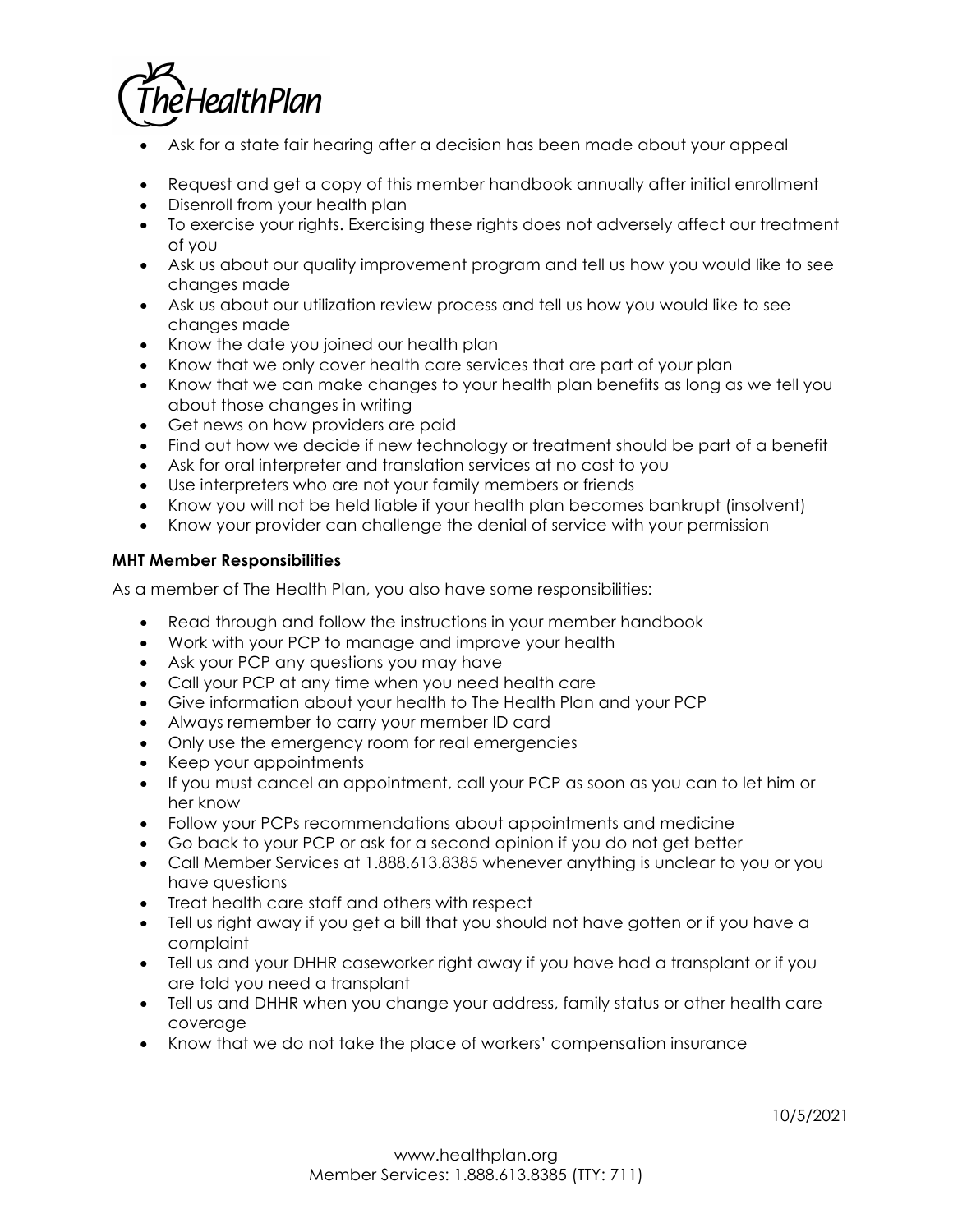- Ask for a state fair hearing after a decision has been made about your appeal
- Request and get a copy of this member handbook annually after initial enrollment
- Disenroll from your health plan
- To exercise your rights. Exercising these rights does not adversely affect our treatment of you
- Ask us about our quality improvement program and tell us how you would like to see changes made
- Ask us about our utilization review process and tell us how you would like to see changes made
- Know the date you joined our health plan
- Know that we only cover health care services that are part of your plan
- Know that we can make changes to your health plan benefits as long as we tell you about those changes in writing
- Get news on how providers are paid
- Find out how we decide if new technology or treatment should be part of a benefit
- Ask for oral interpreter and translation services at no cost to you
- Use interpreters who are not your family members or friends
- Know you will not be held liable if your health plan becomes bankrupt (insolvent)
- Know your provider can challenge the denial of service with your permission

**MHT Member Responsibilities**

As a member of The Health Plan, you also have some responsibilities:

- Read through and follow the instructions in your member handbook
- Work with your PCP to manage and improve your health
- Ask your PCP any questions you may have
- Call your PCP at any time when you need health care
- Give information about your health to The Health Plan and your PCP
- Always remember to carry your member ID card
- Only use the emergency room for real emergencies
- Keep your appointments
- If you must cancel an appointment, call your PCP as soon as you can to let him or her know
- Follow your PCPs recommendations about appointments and medicine
- Go back to your PCP or ask for a second opinion if you do not get better
- Call Member Services at 1.888.613.8385 whenever anything is unclear to you or you have questions
- Treat health care staff and others with respect
- Tell us right away if you get a bill that you should not have gotten or if you have a complaint
- Tell us and your DHHR caseworker right away if you have had a transplant or if you are told you need a transplant
- Tell us and DHHR when you change your address, family status or other health care coverage
- Know that we do not take the place of workers' compensation insurance

10/5/2021